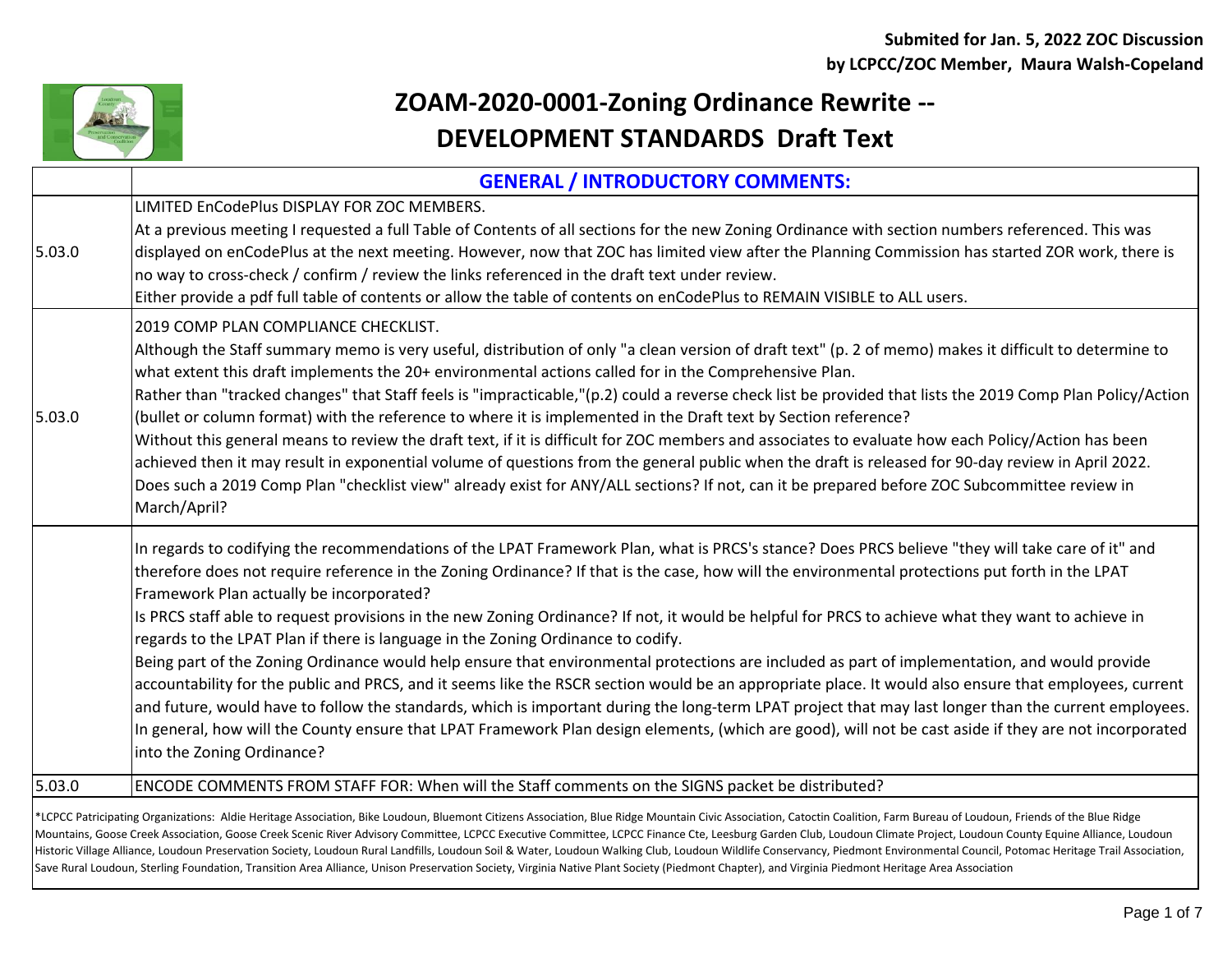**Submited for Jan. 5, 2022 ZOC Discussion**
**by LCPCC/ZOC Member, Maura Walsh-Copeland**

# ZOAM-2020-0001-Zoning Ordinance Rewrite -- DEVELOPMENT STANDARDS Draft Text

| | **GENERAL / INTRODUCTORY COMMENTS:** |
|---|---|
| 5.03.0 | LIMITED EnCodePlus DISPLAY FOR ZOC MEMBERS.<br>At a previous meeting I requested a full Table of Contents of all sections for the new Zoning Ordinance with section numbers referenced. This was displayed on enCodePlus at the next meeting. However, now that ZOC has limited view after the Planning Commission has started ZOR work, there is no way to cross-check / confirm / review the links referenced in the draft text under review.<br>Either provide a pdf full table of contents or allow the table of contents on enCodePlus to REMAIN VISIBLE to ALL users. |
| 5.03.0 | 2019 COMP PLAN COMPLIANCE CHECKLIST.<br>Although the Staff summary memo is very useful, distribution of only "a clean version of draft text" (p. 2 of memo) makes it difficult to determine to what extent this draft implements the 20+ environmental actions called for in the Comprehensive Plan.<br>Rather than "tracked changes" that Staff feels is "impracticable,"(p.2) could a reverse check list be provided that lists the 2019 Comp Plan Policy/Action (bullet or column format) with the reference to where it is implemented in the Draft text by Section reference?<br>Without this general means to review the draft text, if it is difficult for ZOC members and associates to evaluate how each Policy/Action has been achieved then it may result in exponential volume of questions from the general public when the draft is released for 90-day review in April 2022.<br>Does such a 2019 Comp Plan "checklist view" already exist for ANY/ALL sections? If not, can it be prepared before ZOC Subcommittee review in March/April? |
| | In regards to codifying the recommendations of the LPAT Framework Plan, what is PRCS's stance? Does PRCS believe "they will take care of it" and therefore does not require reference in the Zoning Ordinance? If that is the case, how will the environmental protections put forth in the LPAT Framework Plan actually be incorporated?<br>Is PRCS staff able to request provisions in the new Zoning Ordinance? If not, it would be helpful for PRCS to achieve what they want to achieve in regards to the LPAT Plan if there is language in the Zoning Ordinance to codify.<br>Being part of the Zoning Ordinance would help ensure that environmental protections are included as part of implementation, and would provide accountability for the public and PRCS, and it seems like the RSCR section would be an appropriate place. It would also ensure that employees, current and future, would have to follow the standards, which is important during the long-term LPAT project that may last longer than the current employees.<br>In general, how will the County ensure that LPAT Framework Plan design elements, (which are good), will not be cast aside if they are not incorporated into the Zoning Ordinance? |
| 5.03.0 | ENCODE COMMENTS FROM STAFF FOR: When will the Staff comments on the SIGNS packet be distributed? |

*LCPCC Patricipating Organizations: Aldie Heritage Association, Bike Loudoun, Bluemont Citizens Association, Blue Ridge Mountain Civic Association, Catoctin Coalition, Farm Bureau of Loudoun, Friends of the Blue Ridge Mountains, Goose Creek Association, Goose Creek Scenic River Advisory Committee, LCPCC Executive Committee, LCPCC Finance Cte, Leesburg Garden Club, Loudoun Climate Project, Loudoun County Equine Alliance, Loudoun Historic Village Alliance, Loudoun Preservation Society, Loudoun Rural Landfills, Loudoun Soil & Water, Loudoun Walking Club, Loudoun Wildlife Conservancy, Piedmont Environmental Council, Potomac Heritage Trail Association, Save Rural Loudoun, Sterling Foundation, Transition Area Alliance, Unison Preservation Society, Virginia Native Plant Society (Piedmont Chapter), and Virginia Piedmont Heritage Area Association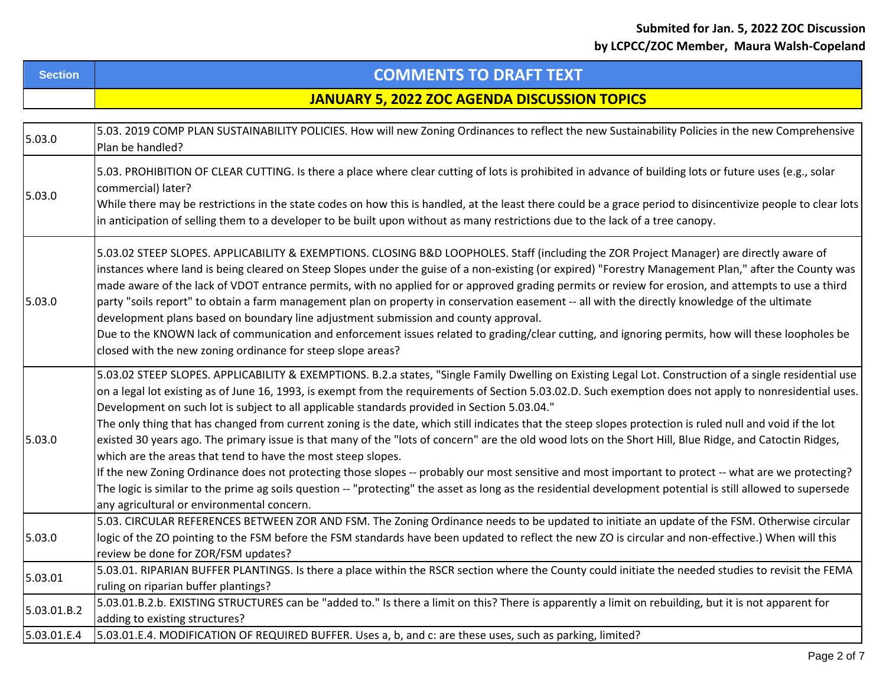**Submited for Jan. 5, 2022 ZOC Discussion**
**by LCPCC/ZOC Member, Maura Walsh-Copeland**

| Section | COMMENTS TO DRAFT TEXT |
|---|---|
| | **JANUARY 5, 2022 ZOC AGENDA DISCUSSION TOPICS** |
| 5.03.0 | 5.03. 2019 COMP PLAN SUSTAINABILITY POLICIES. How will new Zoning Ordinances to reflect the new Sustainability Policies in the new Comprehensive Plan be handled? |
| 5.03.0 | 5.03. PROHIBITION OF CLEAR CUTTING. Is there a place where clear cutting of lots is prohibited in advance of building lots or future uses (e.g., solar commercial) later?<br>While there may be restrictions in the state codes on how this is handled, at the least there could be a grace period to disincentivize people to clear lots in anticipation of selling them to a developer to be built upon without as many restrictions due to the lack of a tree canopy. |
| 5.03.0 | 5.03.02 STEEP SLOPES. APPLICABILITY & EXEMPTIONS. CLOSING B&D LOOPHOLES. Staff (including the ZOR Project Manager) are directly aware of instances where land is being cleared on Steep Slopes under the guise of a non-existing (or expired) "Forestry Management Plan," after the County was made aware of the lack of VDOT entrance permits, with no applied for or approved grading permits or review for erosion, and attempts to use a third party "soils report" to obtain a farm management plan on property in conservation easement -- all with the directly knowledge of the ultimate development plans based on boundary line adjustment submission and county approval.<br>Due to the KNOWN lack of communication and enforcement issues related to grading/clear cutting, and ignoring permits, how will these loopholes be closed with the new zoning ordinance for steep slope areas? |
| 5.03.0 | 5.03.02 STEEP SLOPES. APPLICABILITY & EXEMPTIONS. B.2.a states, "Single Family Dwelling on Existing Legal Lot. Construction of a single residential use on a legal lot existing as of June 16, 1993, is exempt from the requirements of Section 5.03.02.D. Such exemption does not apply to nonresidential uses. Development on such lot is subject to all applicable standards provided in Section 5.03.04."<br>The only thing that has changed from current zoning is the date, which still indicates that the steep slopes protection is ruled null and void if the lot existed 30 years ago. The primary issue is that many of the "lots of concern" are the old wood lots on the Short Hill, Blue Ridge, and Catoctin Ridges, which are the areas that tend to have the most steep slopes.<br>If the new Zoning Ordinance does not protecting those slopes -- probably our most sensitive and most important to protect -- what are we protecting? The logic is similar to the prime ag soils question -- "protecting" the asset as long as the residential development potential is still allowed to supersede any agricultural or environmental concern. |
| 5.03.0 | 5.03. CIRCULAR REFERENCES BETWEEN ZOR AND FSM. The Zoning Ordinance needs to be updated to initiate an update of the FSM. Otherwise circular logic of the ZO pointing to the FSM before the FSM standards have been updated to reflect the new ZO is circular and non-effective.) When will this review be done for ZOR/FSM updates? |
| 5.03.01 | 5.03.01. RIPARIAN BUFFER PLANTINGS. Is there a place within the RSCR section where the County could initiate the needed studies to revisit the FEMA ruling on riparian buffer plantings? |
| 5.03.01.B.2 | 5.03.01.B.2.b. EXISTING STRUCTURES can be "added to." Is there a limit on this? There is apparently a limit on rebuilding, but it is not apparent for adding to existing structures? |
| 5.03.01.E.4 | 5.03.01.E.4. MODIFICATION OF REQUIRED BUFFER. Uses a, b, and c: are these uses, such as parking, limited? |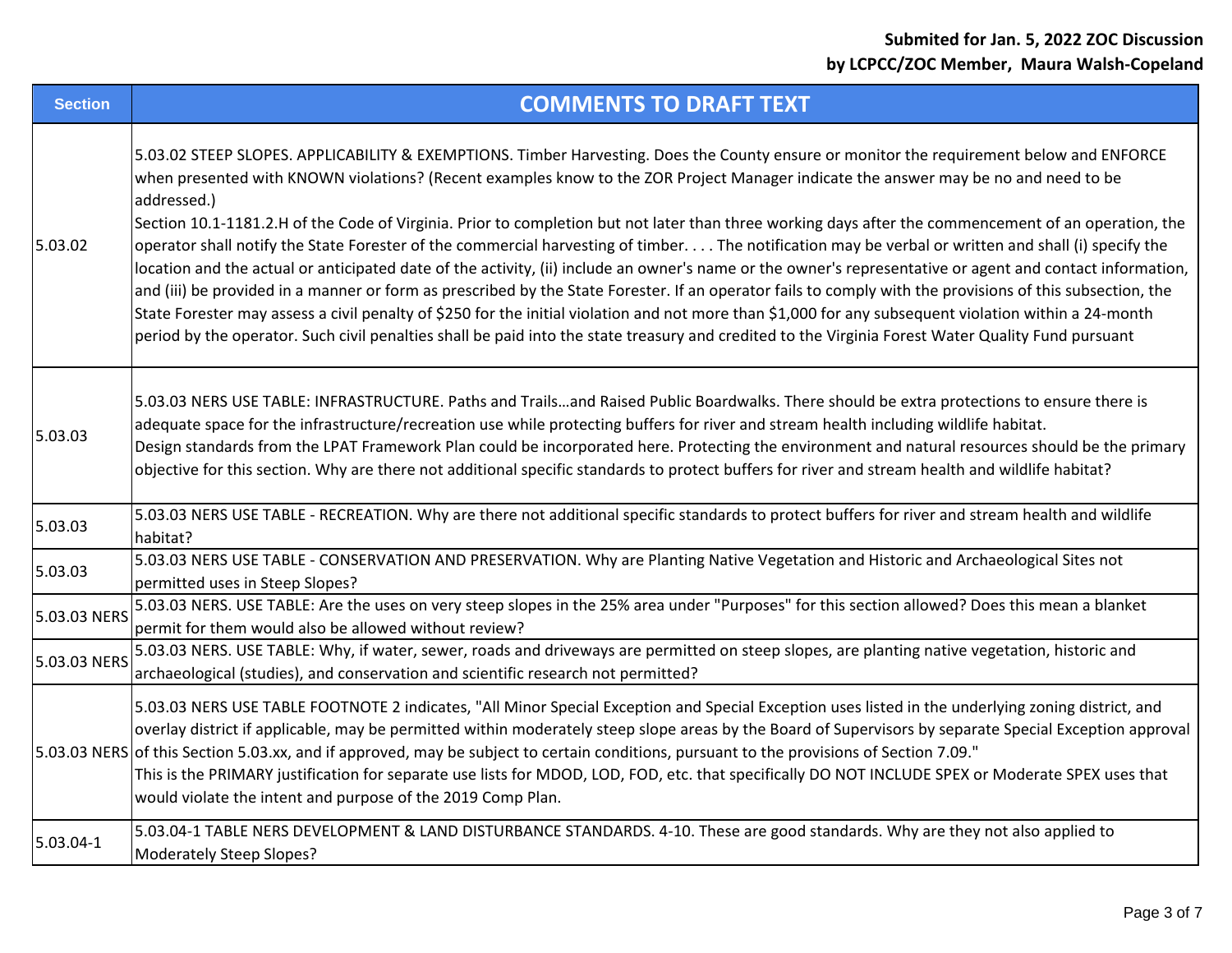**Submited for Jan. 5, 2022 ZOC Discussion**
**by LCPCC/ZOC Member, Maura Walsh-Copeland**

| Section | COMMENTS TO DRAFT TEXT |
|---|---|
| 5.03.02 | 5.03.02 STEEP SLOPES. APPLICABILITY & EXEMPTIONS. Timber Harvesting. Does the County ensure or monitor the requirement below and ENFORCE when presented with KNOWN violations? (Recent examples know to the ZOR Project Manager indicate the answer may be no and need to be addressed.)<br>Section 10.1-1181.2.H of the Code of Virginia. Prior to completion but not later than three working days after the commencement of an operation, the operator shall notify the State Forester of the commercial harvesting of timber. . . . The notification may be verbal or written and shall (i) specify the location and the actual or anticipated date of the activity, (ii) include an owner's name or the owner's representative or agent and contact information, and (iii) be provided in a manner or form as prescribed by the State Forester. If an operator fails to comply with the provisions of this subsection, the State Forester may assess a civil penalty of $250 for the initial violation and not more than $1,000 for any subsequent violation within a 24-month period by the operator. Such civil penalties shall be paid into the state treasury and credited to the Virginia Forest Water Quality Fund pursuant |
| 5.03.03 | 5.03.03 NERS USE TABLE: INFRASTRUCTURE. Paths and Trails…and Raised Public Boardwalks. There should be extra protections to ensure there is adequate space for the infrastructure/recreation use while protecting buffers for river and stream health including wildlife habitat.<br>Design standards from the LPAT Framework Plan could be incorporated here. Protecting the environment and natural resources should be the primary objective for this section. Why are there not additional specific standards to protect buffers for river and stream health and wildlife habitat? |
| 5.03.03 | 5.03.03 NERS USE TABLE - RECREATION. Why are there not additional specific standards to protect buffers for river and stream health and wildlife habitat? |
| 5.03.03 | 5.03.03 NERS USE TABLE - CONSERVATION AND PRESERVATION. Why are Planting Native Vegetation and Historic and Archaeological Sites not permitted uses in Steep Slopes? |
| 5.03.03 NERS | 5.03.03 NERS. USE TABLE: Are the uses on very steep slopes in the 25% area under "Purposes" for this section allowed? Does this mean a blanket permit for them would also be allowed without review? |
| 5.03.03 NERS | 5.03.03 NERS. USE TABLE: Why, if water, sewer, roads and driveways are permitted on steep slopes, are planting native vegetation, historic and archaeological (studies), and conservation and scientific research not permitted? |
| 5.03.03 NERS | 5.03.03 NERS USE TABLE FOOTNOTE 2 indicates, "All Minor Special Exception and Special Exception uses listed in the underlying zoning district, and overlay district if applicable, may be permitted within moderately steep slope areas by the Board of Supervisors by separate Special Exception approval of this Section 5.03.xx, and if approved, may be subject to certain conditions, pursuant to the provisions of Section 7.09."<br>This is the PRIMARY justification for separate use lists for MDOD, LOD, FOD, etc. that specifically DO NOT INCLUDE SPEX or Moderate SPEX uses that would violate the intent and purpose of the 2019 Comp Plan. |
| 5.03.04-1 | 5.03.04-1 TABLE NERS DEVELOPMENT & LAND DISTURBANCE STANDARDS. 4-10. These are good standards. Why are they not also applied to Moderately Steep Slopes? |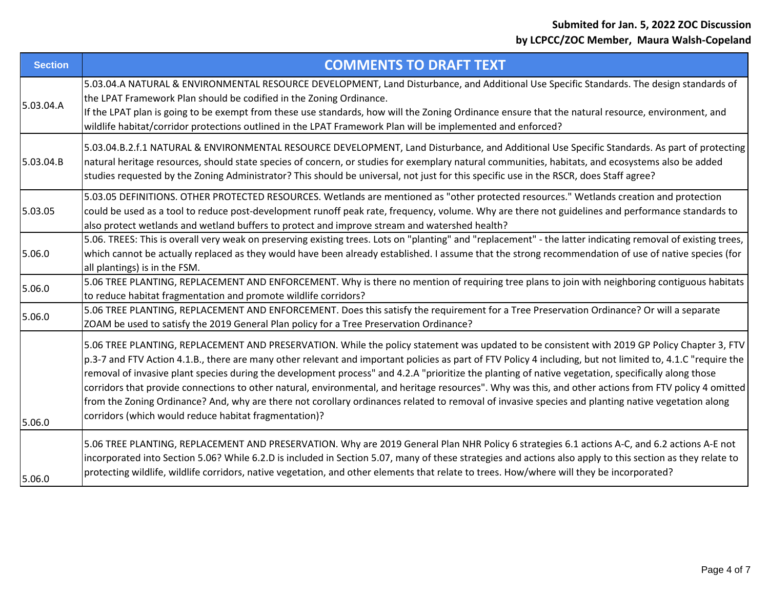**Submited for Jan. 5, 2022 ZOC Discussion**
**by LCPCC/ZOC Member, Maura Walsh-Copeland**

| Section | COMMENTS TO DRAFT TEXT |
|---|---|
| 5.03.04.A | 5.03.04.A NATURAL & ENVIRONMENTAL RESOURCE DEVELOPMENT, Land Disturbance, and Additional Use Specific Standards. The design standards of the LPAT Framework Plan should be codified in the Zoning Ordinance. If the LPAT plan is going to be exempt from these use standards, how will the Zoning Ordinance ensure that the natural resource, environment, and wildlife habitat/corridor protections outlined in the LPAT Framework Plan will be implemented and enforced? |
| 5.03.04.B | 5.03.04.B.2.f.1 NATURAL & ENVIRONMENTAL RESOURCE DEVELOPMENT, Land Disturbance, and Additional Use Specific Standards. As part of protecting natural heritage resources, should state species of concern, or studies for exemplary natural communities, habitats, and ecosystems also be added studies requested by the Zoning Administrator? This should be universal, not just for this specific use in the RSCR, does Staff agree? |
| 5.03.05 | 5.03.05 DEFINITIONS. OTHER PROTECTED RESOURCES. Wetlands are mentioned as "other protected resources." Wetlands creation and protection could be used as a tool to reduce post-development runoff peak rate, frequency, volume. Why are there not guidelines and performance standards to also protect wetlands and wetland buffers to protect and improve stream and watershed health? |
| 5.06.0 | 5.06. TREES: This is overall very weak on preserving existing trees. Lots on "planting" and "replacement" - the latter indicating removal of existing trees, which cannot be actually replaced as they would have been already established. I assume that the strong recommendation of use of native species (for all plantings) is in the FSM. |
| 5.06.0 | 5.06 TREE PLANTING, REPLACEMENT AND ENFORCEMENT. Why is there no mention of requiring tree plans to join with neighboring contiguous habitats to reduce habitat fragmentation and promote wildlife corridors? |
| 5.06.0 | 5.06 TREE PLANTING, REPLACEMENT AND ENFORCEMENT. Does this satisfy the requirement for a Tree Preservation Ordinance? Or will a separate ZOAM be used to satisfy the 2019 General Plan policy for a Tree Preservation Ordinance? |
| 5.06.0 | 5.06 TREE PLANTING, REPLACEMENT AND PRESERVATION. While the policy statement was updated to be consistent with 2019 GP Policy Chapter 3, FTV p.3-7 and FTV Action 4.1.B., there are many other relevant and important policies as part of FTV Policy 4 including, but not limited to, 4.1.C "require the removal of invasive plant species during the development process" and 4.2.A "prioritize the planting of native vegetation, specifically along those corridors that provide connections to other natural, environmental, and heritage resources". Why was this, and other actions from FTV policy 4 omitted from the Zoning Ordinance? And, why are there not corollary ordinances related to removal of invasive species and planting native vegetation along corridors (which would reduce habitat fragmentation)? |
| 5.06.0 | 5.06 TREE PLANTING, REPLACEMENT AND PRESERVATION. Why are 2019 General Plan NHR Policy 6 strategies 6.1 actions A-C, and 6.2 actions A-E not incorporated into Section 5.06? While 6.2.D is included in Section 5.07, many of these strategies and actions also apply to this section as they relate to protecting wildlife, wildlife corridors, native vegetation, and other elements that relate to trees. How/where will they be incorporated? |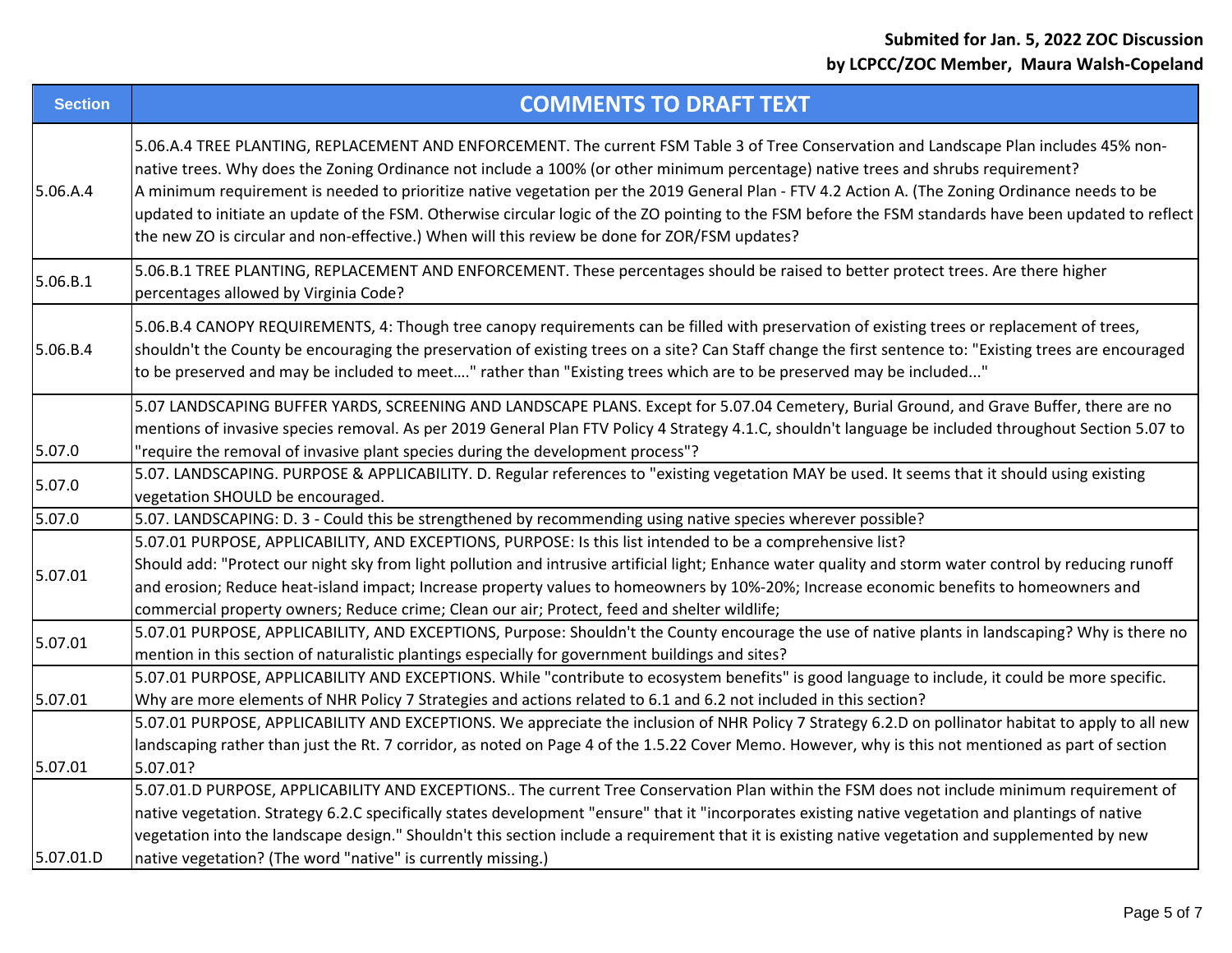**Submited for Jan. 5, 2022 ZOC Discussion**
**by LCPCC/ZOC Member, Maura Walsh-Copeland**

| Section | COMMENTS TO DRAFT TEXT |
|---|---|
| 5.06.A.4 | 5.06.A.4 TREE PLANTING, REPLACEMENT AND ENFORCEMENT. The current FSM Table 3 of Tree Conservation and Landscape Plan includes 45% non-native trees. Why does the Zoning Ordinance not include a 100% (or other minimum percentage) native trees and shrubs requirement? A minimum requirement is needed to prioritize native vegetation per the 2019 General Plan - FTV 4.2 Action A. (The Zoning Ordinance needs to be updated to initiate an update of the FSM. Otherwise circular logic of the ZO pointing to the FSM before the FSM standards have been updated to reflect the new ZO is circular and non-effective.) When will this review be done for ZOR/FSM updates? |
| 5.06.B.1 | 5.06.B.1 TREE PLANTING, REPLACEMENT AND ENFORCEMENT. These percentages should be raised to better protect trees. Are there higher percentages allowed by Virginia Code? |
| 5.06.B.4 | 5.06.B.4 CANOPY REQUIREMENTS, 4: Though tree canopy requirements can be filled with preservation of existing trees or replacement of trees, shouldn't the County be encouraging the preservation of existing trees on a site? Can Staff change the first sentence to: "Existing trees are encouraged to be preserved and may be included to meet…." rather than "Existing trees which are to be preserved may be included..." |
| 5.07.0 | 5.07 LANDSCAPING BUFFER YARDS, SCREENING AND LANDSCAPE PLANS. Except for 5.07.04 Cemetery, Burial Ground, and Grave Buffer, there are no mentions of invasive species removal. As per 2019 General Plan FTV Policy 4 Strategy 4.1.C, shouldn't language be included throughout Section 5.07 to "require the removal of invasive plant species during the development process"? |
| 5.07.0 | 5.07. LANDSCAPING. PURPOSE & APPLICABILITY. D. Regular references to "existing vegetation MAY be used. It seems that it should using existing vegetation SHOULD be encouraged. |
| 5.07.0 | 5.07. LANDSCAPING: D. 3 - Could this be strengthened by recommending using native species wherever possible? |
| 5.07.01 | 5.07.01 PURPOSE, APPLICABILITY, AND EXCEPTIONS, PURPOSE: Is this list intended to be a comprehensive list? Should add: "Protect our night sky from light pollution and intrusive artificial light; Enhance water quality and storm water control by reducing runoff and erosion; Reduce heat-island impact; Increase property values to homeowners by 10%-20%; Increase economic benefits to homeowners and commercial property owners; Reduce crime; Clean our air; Protect, feed and shelter wildlife; |
| 5.07.01 | 5.07.01 PURPOSE, APPLICABILITY, AND EXCEPTIONS, Purpose: Shouldn't the County encourage the use of native plants in landscaping? Why is there no mention in this section of naturalistic plantings especially for government buildings and sites? |
| 5.07.01 | 5.07.01 PURPOSE, APPLICABILITY AND EXCEPTIONS. While "contribute to ecosystem benefits" is good language to include, it could be more specific. Why are more elements of NHR Policy 7 Strategies and actions related to 6.1 and 6.2 not included in this section? |
| 5.07.01 | 5.07.01 PURPOSE, APPLICABILITY AND EXCEPTIONS. We appreciate the inclusion of NHR Policy 7 Strategy 6.2.D on pollinator habitat to apply to all new landscaping rather than just the Rt. 7 corridor, as noted on Page 4 of the 1.5.22 Cover Memo. However, why is this not mentioned as part of section 5.07.01? |
| 5.07.01.D | 5.07.01.D PURPOSE, APPLICABILITY AND EXCEPTIONS.. The current Tree Conservation Plan within the FSM does not include minimum requirement of native vegetation. Strategy 6.2.C specifically states development "ensure" that it "incorporates existing native vegetation and plantings of native vegetation into the landscape design." Shouldn't this section include a requirement that it is existing native vegetation and supplemented by new native vegetation? (The word "native" is currently missing.) |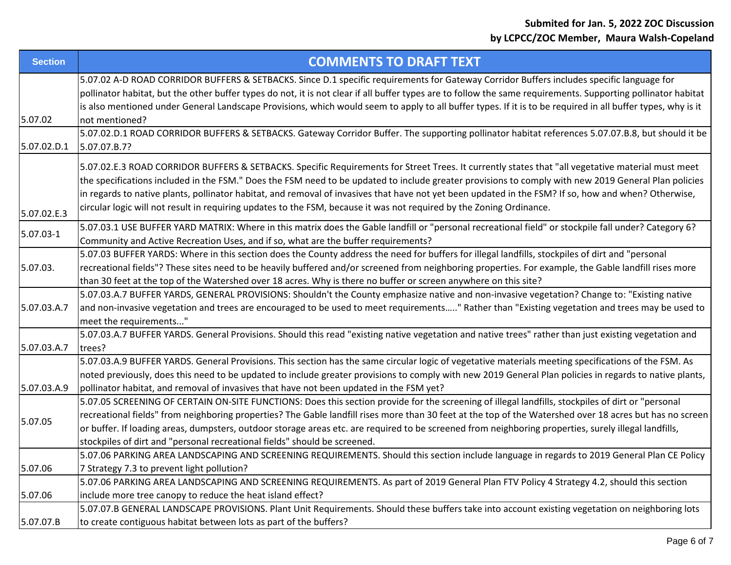**Submited for Jan. 5, 2022 ZOC Discussion**
**by LCPCC/ZOC Member, Maura Walsh-Copeland**

| Section | COMMENTS TO DRAFT TEXT |
|---|---|
| 5.07.02 | 5.07.02 A-D ROAD CORRIDOR BUFFERS & SETBACKS. Since D.1 specific requirements for Gateway Corridor Buffers includes specific language for pollinator habitat, but the other buffer types do not, it is not clear if all buffer types are to follow the same requirements. Supporting pollinator habitat is also mentioned under General Landscape Provisions, which would seem to apply to all buffer types. If it is to be required in all buffer types, why is it not mentioned? |
| 5.07.02.D.1 | 5.07.02.D.1 ROAD CORRIDOR BUFFERS & SETBACKS. Gateway Corridor Buffer. The supporting pollinator habitat references 5.07.07.B.8, but should it be 5.07.07.B.7? |
| 5.07.02.E.3 | 5.07.02.E.3 ROAD CORRIDOR BUFFERS & SETBACKS. Specific Requirements for Street Trees. It currently states that "all vegetative material must meet the specifications included in the FSM." Does the FSM need to be updated to include greater provisions to comply with new 2019 General Plan policies in regards to native plants, pollinator habitat, and removal of invasives that have not yet been updated in the FSM? If so, how and when? Otherwise, circular logic will not result in requiring updates to the FSM, because it was not required by the Zoning Ordinance. |
| 5.07.03-1 | 5.07.03.1 USE BUFFER YARD MATRIX: Where in this matrix does the Gable landfill or "personal recreational field" or stockpile fall under? Category 6? Community and Active Recreation Uses, and if so, what are the buffer requirements? |
| 5.07.03. | 5.07.03 BUFFER YARDS: Where in this section does the County address the need for buffers for illegal landfills, stockpiles of dirt and "personal recreational fields"? These sites need to be heavily buffered and/or screened from neighboring properties. For example, the Gable landfill rises more than 30 feet at the top of the Watershed over 18 acres. Why is there no buffer or screen anywhere on this site? |
| 5.07.03.A.7 | 5.07.03.A.7 BUFFER YARDS, GENERAL PROVISIONS: Shouldn't the County emphasize native and non-invasive vegetation? Change to: "Existing native and non-invasive vegetation and trees are encouraged to be used to meet requirements….." Rather than "Existing vegetation and trees may be used to meet the requirements..." |
| 5.07.03.A.7 | 5.07.03.A.7 BUFFER YARDS. General Provisions. Should this read "existing native vegetation and native trees" rather than just existing vegetation and trees? |
| 5.07.03.A.9 | 5.07.03.A.9 BUFFER YARDS. General Provisions. This section has the same circular logic of vegetative materials meeting specifications of the FSM. As noted previously, does this need to be updated to include greater provisions to comply with new 2019 General Plan policies in regards to native plants, pollinator habitat, and removal of invasives that have not been updated in the FSM yet? |
| 5.07.05 | 5.07.05 SCREENING OF CERTAIN ON-SITE FUNCTIONS: Does this section provide for the screening of illegal landfills, stockpiles of dirt or "personal recreational fields" from neighboring properties? The Gable landfill rises more than 30 feet at the top of the Watershed over 18 acres but has no screen or buffer. If loading areas, dumpsters, outdoor storage areas etc. are required to be screened from neighboring properties, surely illegal landfills, stockpiles of dirt and "personal recreational fields" should be screened. |
| 5.07.06 | 5.07.06 PARKING AREA LANDSCAPING AND SCREENING REQUIREMENTS. Should this section include language in regards to 2019 General Plan CE Policy 7 Strategy 7.3 to prevent light pollution? |
| 5.07.06 | 5.07.06 PARKING AREA LANDSCAPING AND SCREENING REQUIREMENTS. As part of 2019 General Plan FTV Policy 4 Strategy 4.2, should this section include more tree canopy to reduce the heat island effect? |
| 5.07.07.B | 5.07.07.B GENERAL LANDSCAPE PROVISIONS. Plant Unit Requirements. Should these buffers take into account existing vegetation on neighboring lots to create contiguous habitat between lots as part of the buffers? |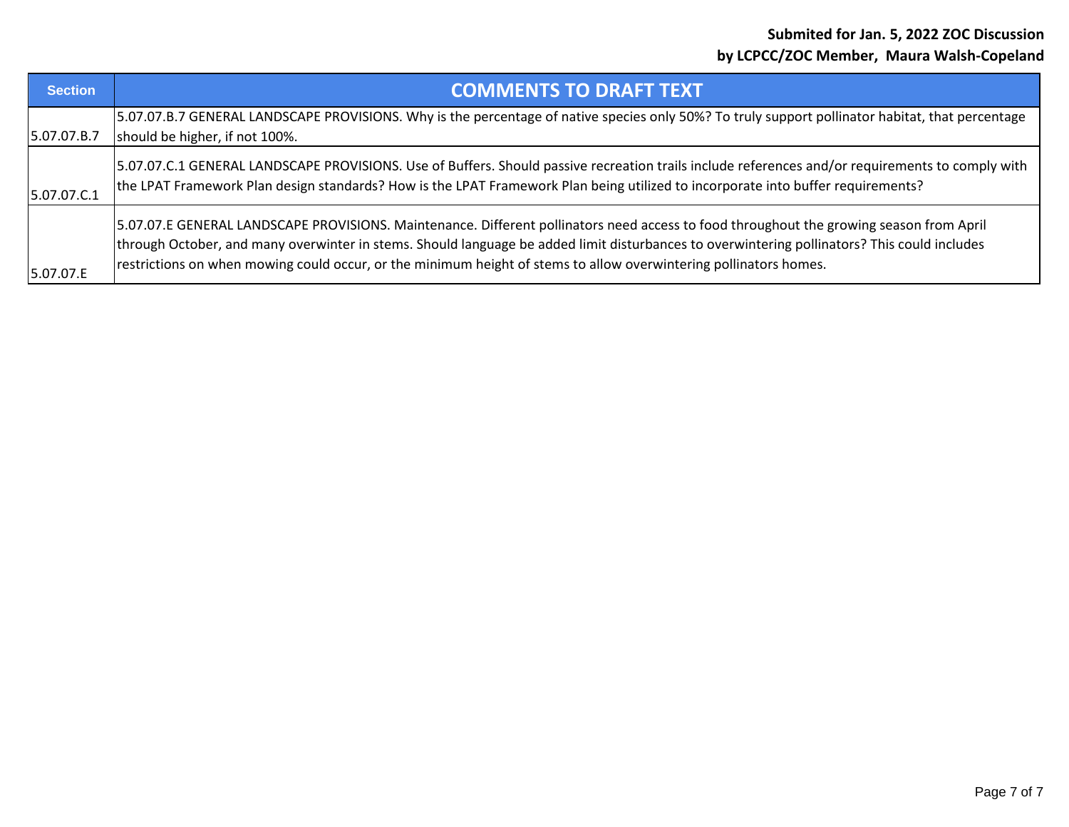**Submited for Jan. 5, 2022 ZOC Discussion**
**by LCPCC/ZOC Member, Maura Walsh-Copeland**

| Section | COMMENTS TO DRAFT TEXT |
|---|---|
| 5.07.07.B.7 | 5.07.07.B.7 GENERAL LANDSCAPE PROVISIONS. Why is the percentage of native species only 50%? To truly support pollinator habitat, that percentage should be higher, if not 100%. |
| 5.07.07.C.1 | 5.07.07.C.1 GENERAL LANDSCAPE PROVISIONS. Use of Buffers. Should passive recreation trails include references and/or requirements to comply with the LPAT Framework Plan design standards? How is the LPAT Framework Plan being utilized to incorporate into buffer requirements? |
| 5.07.07.E | 5.07.07.E GENERAL LANDSCAPE PROVISIONS. Maintenance. Different pollinators need access to food throughout the growing season from April through October, and many overwinter in stems. Should language be added limit disturbances to overwintering pollinators? This could includes restrictions on when mowing could occur, or the minimum height of stems to allow overwintering pollinators homes. |